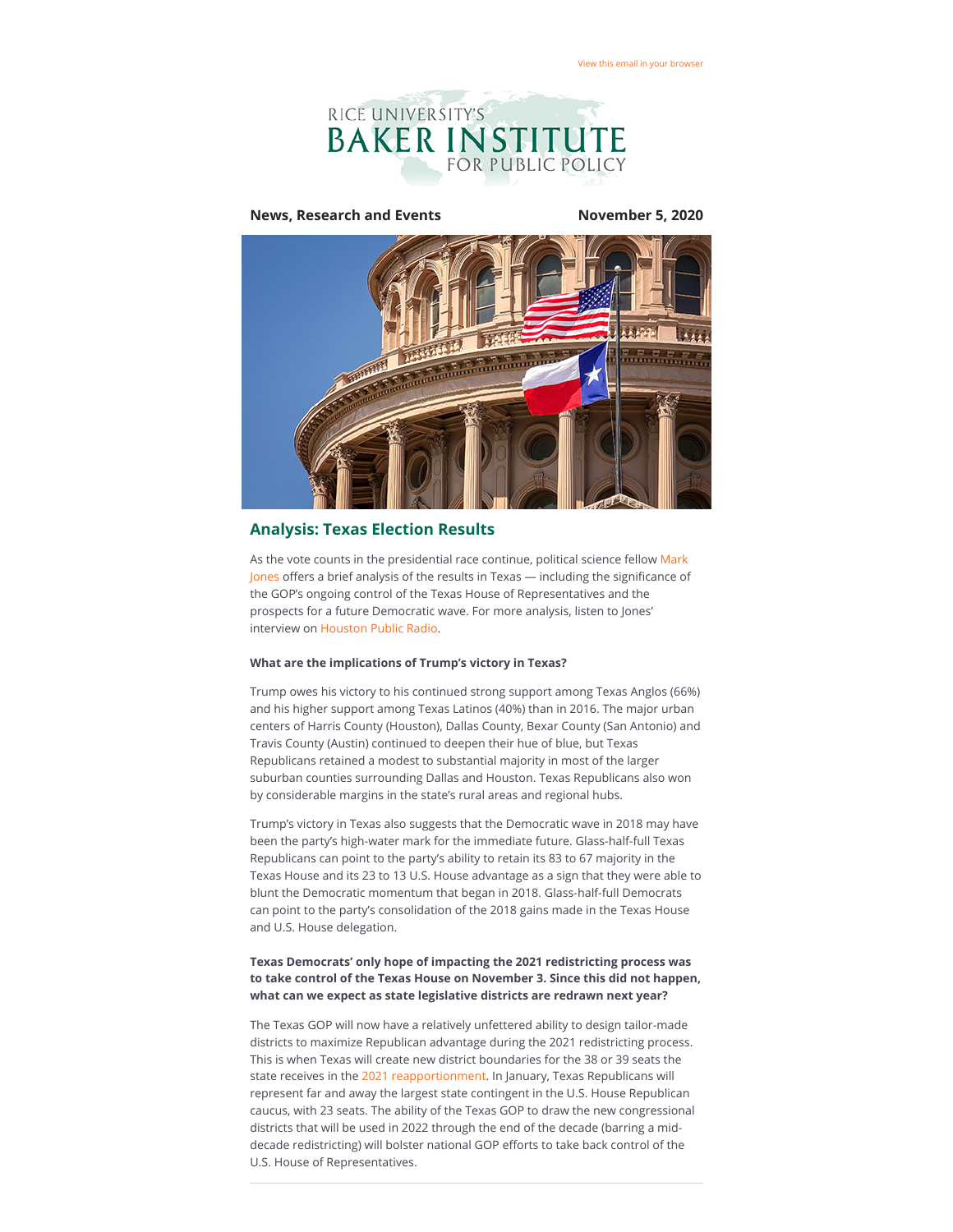View this email in your browser

RICE UNIVERSITY'S
BAKER INSTITUTE
FOR PUBLIC POLICY

**News, Research and Events** **November 5, 2020**

## Analysis: Texas Election Results

As the vote counts in the presidential race continue, political science fellow Mark Jones offers a brief analysis of the results in Texas — including the significance of the GOP's ongoing control of the Texas House of Representatives and the prospects for a future Democratic wave. For more analysis, listen to Jones' interview on Houston Public Radio.

**What are the implications of Trump's victory in Texas?**

Trump owes his victory to his continued strong support among Texas Anglos (66%) and his higher support among Texas Latinos (40%) than in 2016. The major urban centers of Harris County (Houston), Dallas County, Bexar County (San Antonio) and Travis County (Austin) continued to deepen their hue of blue, but Texas Republicans retained a modest to substantial majority in most of the larger suburban counties surrounding Dallas and Houston. Texas Republicans also won by considerable margins in the state's rural areas and regional hubs.

Trump's victory in Texas also suggests that the Democratic wave in 2018 may have been the party's high-water mark for the immediate future. Glass-half-full Texas Republicans can point to the party's ability to retain its 83 to 67 majority in the Texas House and its 23 to 13 U.S. House advantage as a sign that they were able to blunt the Democratic momentum that began in 2018. Glass-half-full Democrats can point to the party's consolidation of the 2018 gains made in the Texas House and U.S. House delegation.

**Texas Democrats' only hope of impacting the 2021 redistricting process was to take control of the Texas House on November 3. Since this did not happen, what can we expect as state legislative districts are redrawn next year?**

The Texas GOP will now have a relatively unfettered ability to design tailor-made districts to maximize Republican advantage during the 2021 redistricting process. This is when Texas will create new district boundaries for the 38 or 39 seats the state receives in the 2021 reapportionment. In January, Texas Republicans will represent far and away the largest state contingent in the U.S. House Republican caucus, with 23 seats. The ability of the Texas GOP to draw the new congressional districts that will be used in 2022 through the end of the decade (barring a mid-decade redistricting) will bolster national GOP efforts to take back control of the U.S. House of Representatives.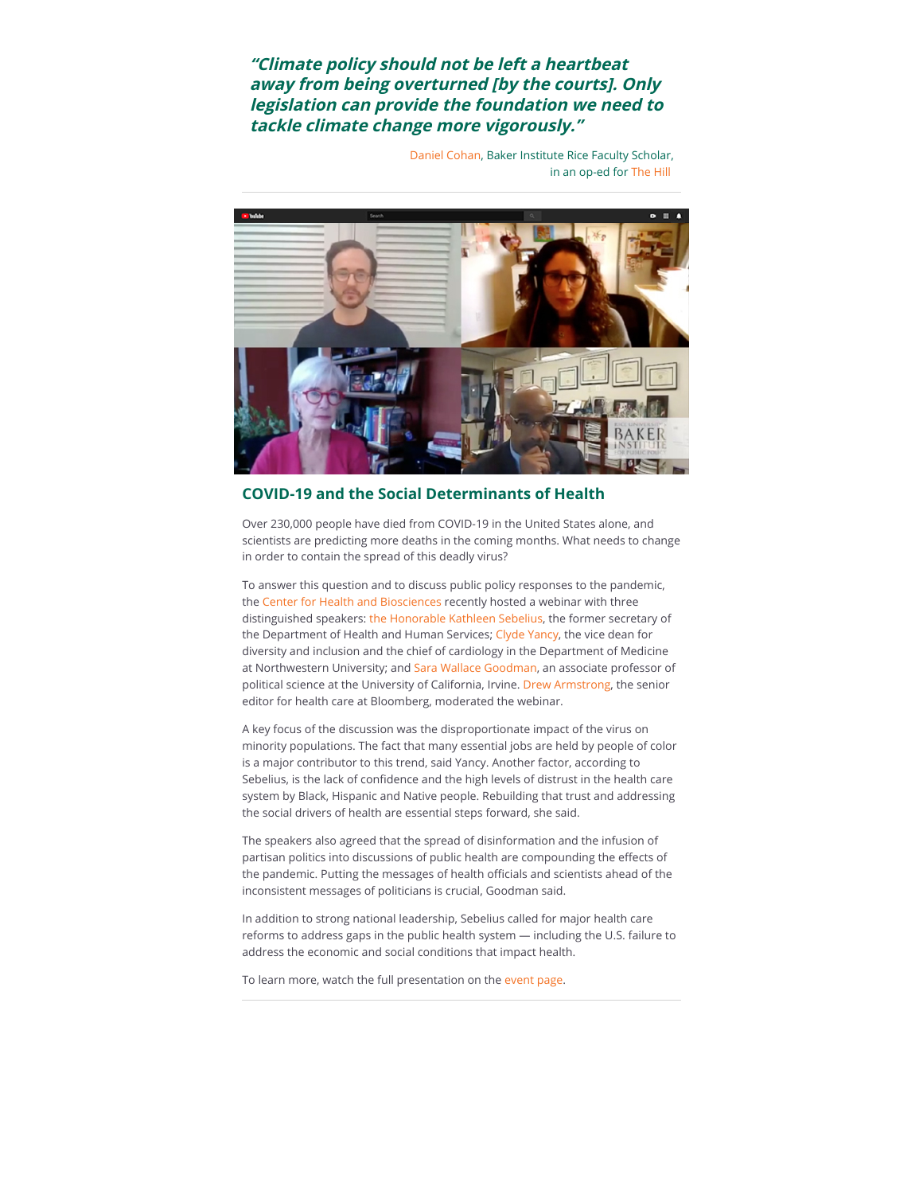***"Climate policy should not be left a heartbeat away from being overturned [by the courts]. Only legislation can provide the foundation we need to tackle climate change more vigorously."***

Daniel Cohan, Baker Institute Rice Faculty Scholar, in an op-ed for The Hill

---

## COVID-19 and the Social Determinants of Health

Over 230,000 people have died from COVID-19 in the United States alone, and scientists are predicting more deaths in the coming months. What needs to change in order to contain the spread of this deadly virus?

To answer this question and to discuss public policy responses to the pandemic, the Center for Health and Biosciences recently hosted a webinar with three distinguished speakers: the Honorable Kathleen Sebelius, the former secretary of the Department of Health and Human Services; Clyde Yancy, the vice dean for diversity and inclusion and the chief of cardiology in the Department of Medicine at Northwestern University; and Sara Wallace Goodman, an associate professor of political science at the University of California, Irvine. Drew Armstrong, the senior editor for health care at Bloomberg, moderated the webinar.

A key focus of the discussion was the disproportionate impact of the virus on minority populations. The fact that many essential jobs are held by people of color is a major contributor to this trend, said Yancy. Another factor, according to Sebelius, is the lack of confidence and the high levels of distrust in the health care system by Black, Hispanic and Native people. Rebuilding that trust and addressing the social drivers of health are essential steps forward, she said.

The speakers also agreed that the spread of disinformation and the infusion of partisan politics into discussions of public health are compounding the effects of the pandemic. Putting the messages of health officials and scientists ahead of the inconsistent messages of politicians is crucial, Goodman said.

In addition to strong national leadership, Sebelius called for major health care reforms to address gaps in the public health system — including the U.S. failure to address the economic and social conditions that impact health.

To learn more, watch the full presentation on the event page.

---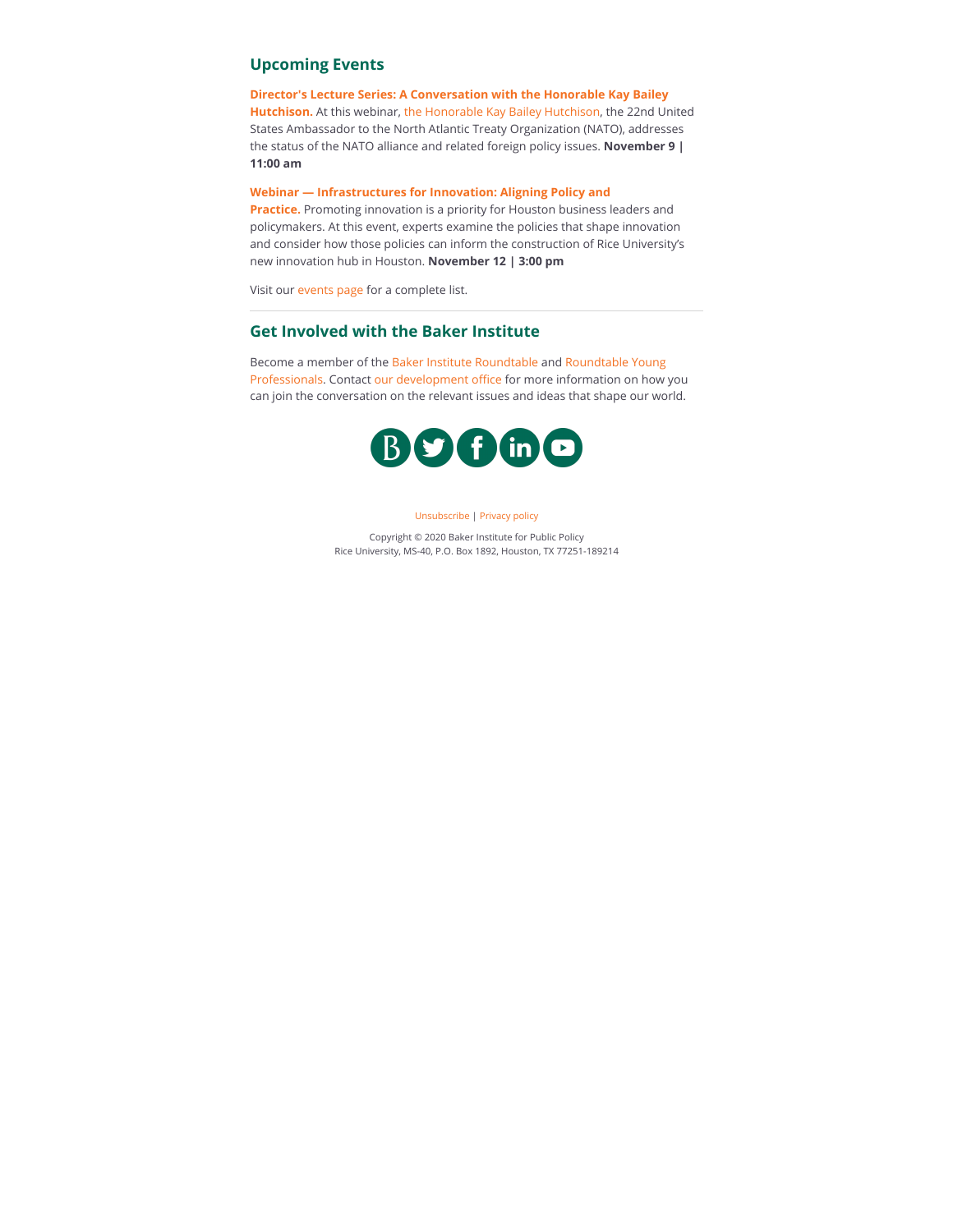## Upcoming Events

**Director's Lecture Series: A Conversation with the Honorable Kay Bailey Hutchison.** At this webinar, the Honorable Kay Bailey Hutchison, the 22nd United States Ambassador to the North Atlantic Treaty Organization (NATO), addresses the status of the NATO alliance and related foreign policy issues. **November 9 | 11:00 am**

**Webinar — Infrastructures for Innovation: Aligning Policy and Practice.** Promoting innovation is a priority for Houston business leaders and policymakers. At this event, experts examine the policies that shape innovation and consider how those policies can inform the construction of Rice University's new innovation hub in Houston. **November 12 | 3:00 pm**

Visit our events page for a complete list.

---

## Get Involved with the Baker Institute

Become a member of the Baker Institute Roundtable and Roundtable Young Professionals. Contact our development office for more information on how you can join the conversation on the relevant issues and ideas that shape our world.

Unsubscribe | Privacy policy

Copyright © 2020 Baker Institute for Public Policy
Rice University, MS-40, P.O. Box 1892, Houston, TX 77251-189214